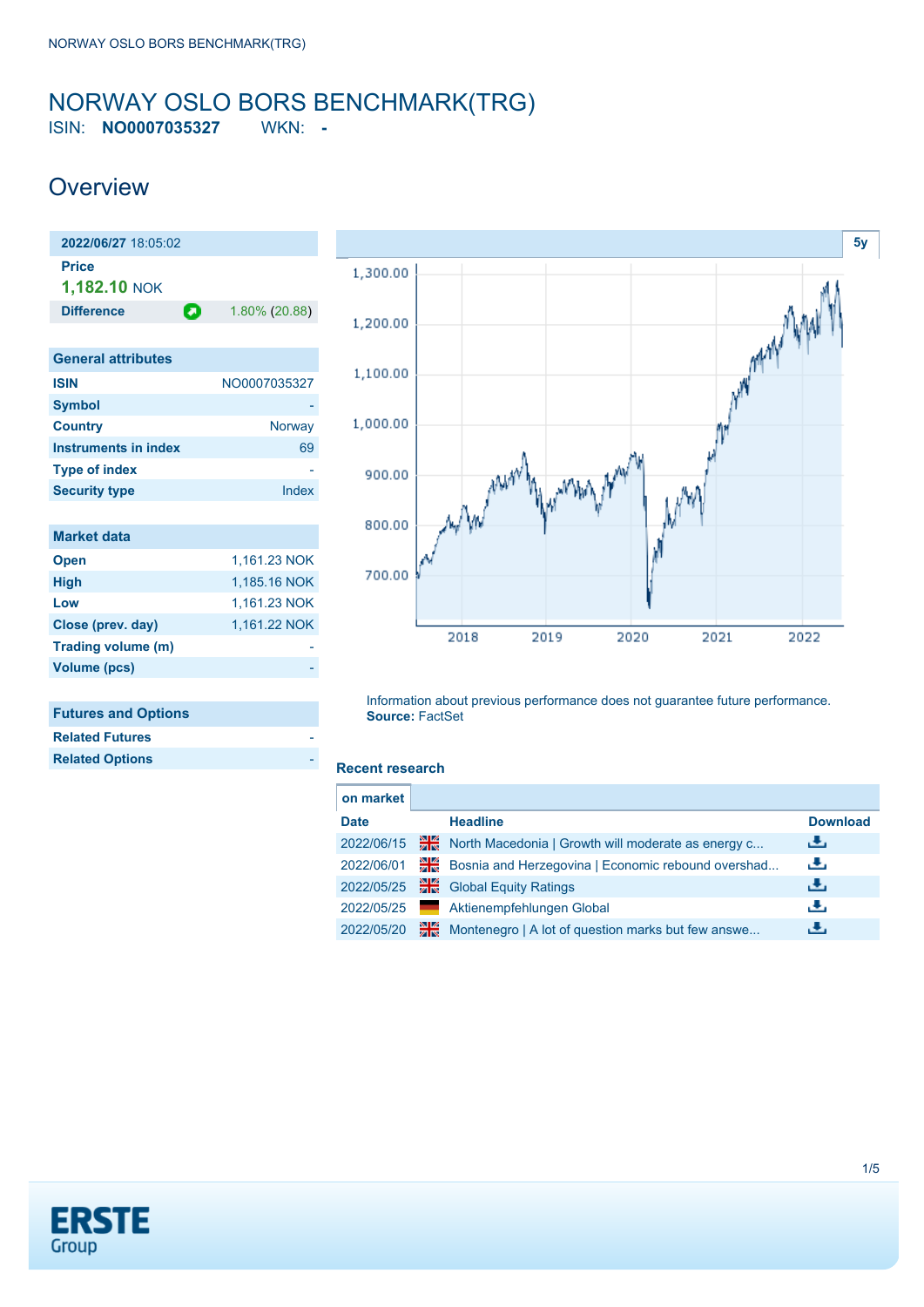# NORWAY OSLO BORS BENCHMARK(TRG)

ISIN: **NO0007035327** WKN: **-**

## Overview

| 2022/06/27 18:05:02 | |
|---|---|
| **Price** | |
| **1,182.10** NOK | |
| **Difference** | 1.80% (20.88) |

| General attributes | |
|---|---|
| **ISIN** | NO0007035327 |
| **Symbol** | - |
| **Country** | Norway |
| **Instruments in index** | 69 |
| **Type of index** | - |
| **Security type** | Index |

| Market data | |
|---|---|
| **Open** | 1,161.23 NOK |
| **High** | 1,185.16 NOK |
| **Low** | 1,161.23 NOK |
| **Close (prev. day)** | 1,161.22 NOK |
| **Trading volume (m)** | - |
| **Volume (pcs)** | - |

| Futures and Options | |
|---|---|
| **Related Futures** | - |
| **Related Options** | - |

Information about previous performance does not guarantee future performance.
**Source:** FactSet

### Recent research

on market

| Date | Headline | Download |
|---|---|---|
| 2022/06/15 | North Macedonia \| Growth will moderate as energy c... | |
| 2022/06/01 | Bosnia and Herzegovina \| Economic rebound overshad... | |
| 2022/05/25 | Global Equity Ratings | |
| 2022/05/25 | Aktienempfehlungen Global | |
| 2022/05/20 | Montenegro \| A lot of question marks but few answe... | |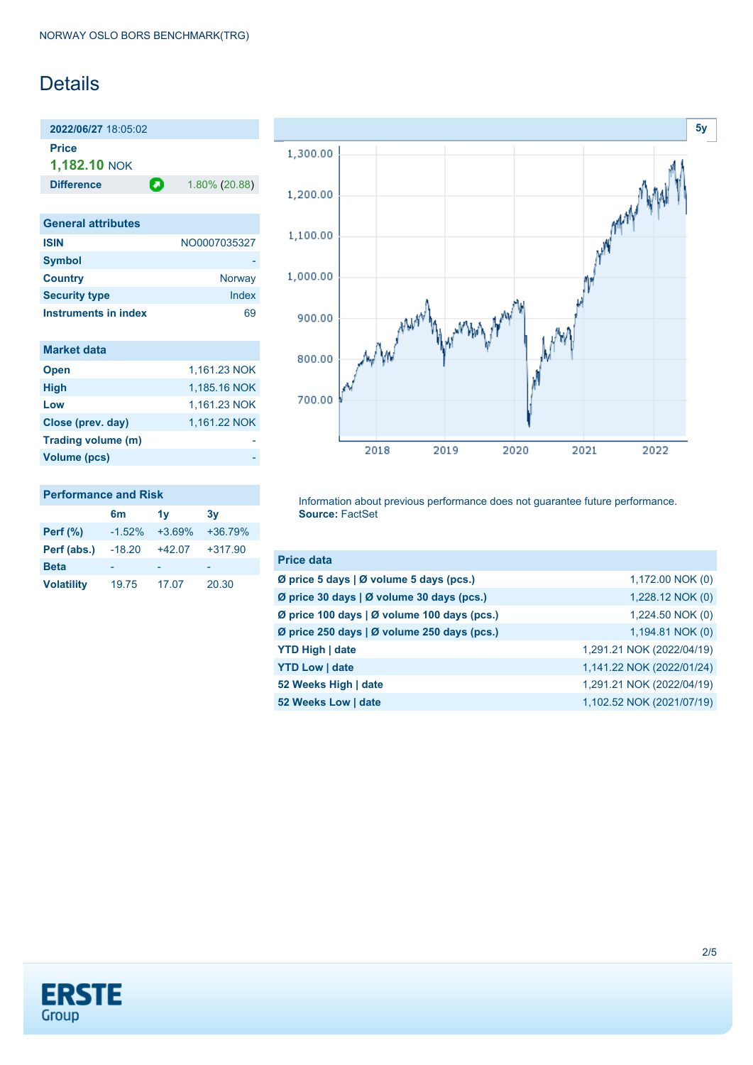NORWAY OSLO BORS BENCHMARK(TRG)

# Details

**2022/06/27** 18:05:02

**Price**

**1,182.10** NOK

| **Difference** | 1.80% (20.88) |
| --- | --- |

| General attributes | |
| --- | --- |
| **ISIN** | NO0007035327 |
| **Symbol** | - |
| **Country** | Norway |
| **Security type** | Index |
| **Instruments in index** | 69 |

| Market data | |
| --- | --- |
| **Open** | 1,161.23 NOK |
| **High** | 1,185.16 NOK |
| **Low** | 1,161.23 NOK |
| **Close (prev. day)** | 1,161.22 NOK |
| **Trading volume (m)** | - |
| **Volume (pcs)** | - |

**Performance and Risk**

| | 6m | 1y | 3y |
| --- | --- | --- | --- |
| **Perf (%)** | -1.52% | +3.69% | +36.79% |
| **Perf (abs.)** | -18.20 | +42.07 | +317.90 |
| **Beta** | - | - | - |
| **Volatility** | 19.75 | 17.07 | 20.30 |

5y

Information about previous performance does not guarantee future performance.
**Source:** FactSet

| Price data | |
| --- | --- |
| **Ø price 5 days \| Ø volume 5 days (pcs.)** | 1,172.00 NOK (0) |
| **Ø price 30 days \| Ø volume 30 days (pcs.)** | 1,228.12 NOK (0) |
| **Ø price 100 days \| Ø volume 100 days (pcs.)** | 1,224.50 NOK (0) |
| **Ø price 250 days \| Ø volume 250 days (pcs.)** | 1,194.81 NOK (0) |
| **YTD High \| date** | 1,291.21 NOK (2022/04/19) |
| **YTD Low \| date** | 1,141.22 NOK (2022/01/24) |
| **52 Weeks High \| date** | 1,291.21 NOK (2022/04/19) |
| **52 Weeks Low \| date** | 1,102.52 NOK (2021/07/19) |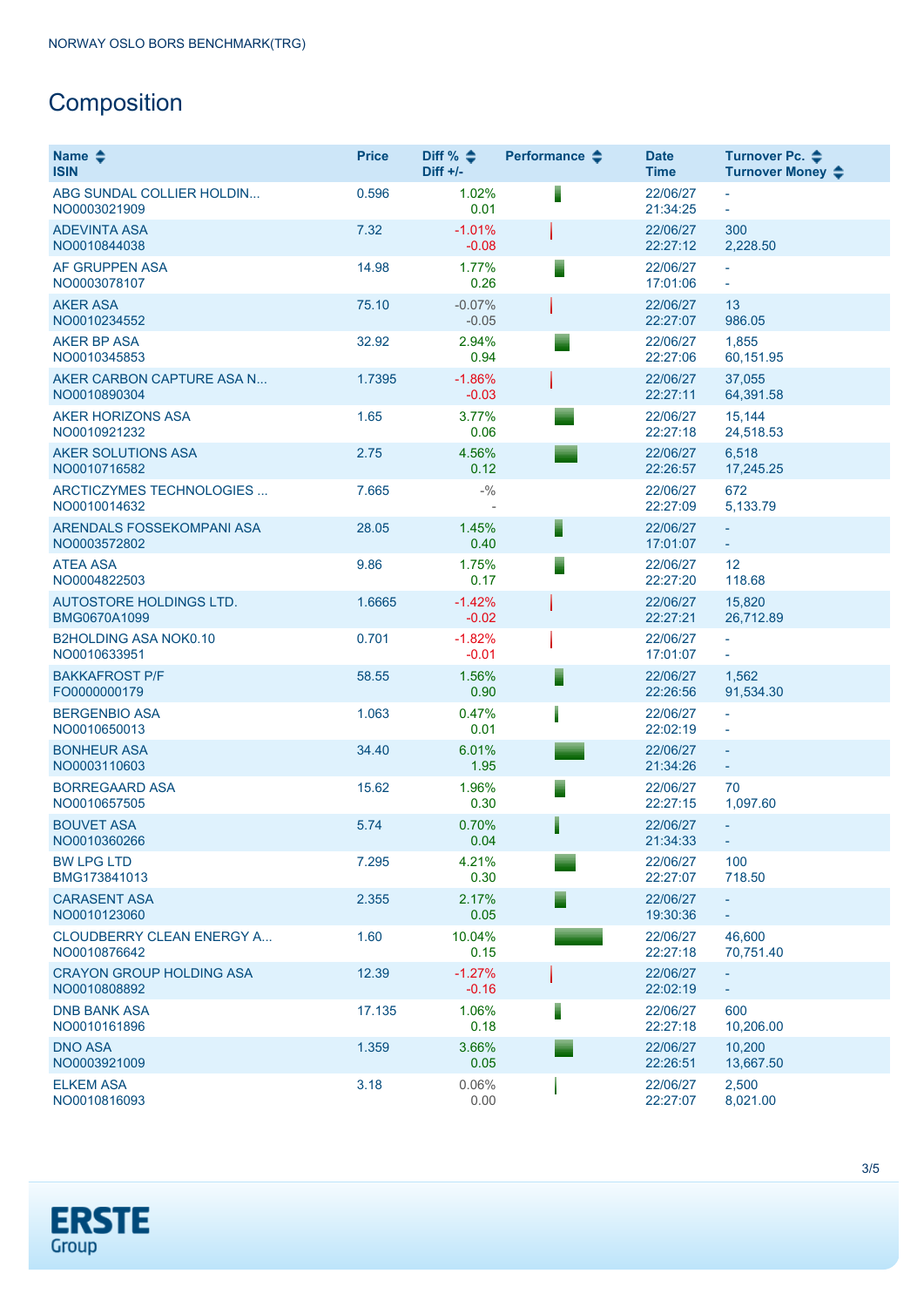# Composition

| Name<br>ISIN | Price | Diff %<br>Diff +/- | Performance | Date<br>Time | Turnover Pc.<br>Turnover Money |
|---|---|---|---|---|---|
| ABG SUNDAL COLLIER HOLDIN...<br>NO0003021909 | 0.596 | 1.02%<br>0.01 | | 22/06/27<br>21:34:25 | -<br>- |
| ADEVINTA ASA<br>NO0010844038 | 7.32 | -1.01%<br>-0.08 | | 22/06/27<br>22:27:12 | 300<br>2,228.50 |
| AF GRUPPEN ASA<br>NO0003078107 | 14.98 | 1.77%<br>0.26 | | 22/06/27<br>17:01:06 | -<br>- |
| AKER ASA<br>NO0010234552 | 75.10 | -0.07%<br>-0.05 | | 22/06/27<br>22:27:07 | 13<br>986.05 |
| AKER BP ASA<br>NO0010345853 | 32.92 | 2.94%<br>0.94 | | 22/06/27<br>22:27:06 | 1,855<br>60,151.95 |
| AKER CARBON CAPTURE ASA N...<br>NO0010890304 | 1.7395 | -1.86%<br>-0.03 | | 22/06/27<br>22:27:11 | 37,055<br>64,391.58 |
| AKER HORIZONS ASA<br>NO0010921232 | 1.65 | 3.77%<br>0.06 | | 22/06/27<br>22:27:18 | 15,144<br>24,518.53 |
| AKER SOLUTIONS ASA<br>NO0010716582 | 2.75 | 4.56%<br>0.12 | | 22/06/27<br>22:26:57 | 6,518<br>17,245.25 |
| ARCTICZYMES TECHNOLOGIES ...<br>NO0010014632 | 7.665 | -%<br>- | | 22/06/27<br>22:27:09 | 672<br>5,133.79 |
| ARENDALS FOSSEKOMPANI ASA<br>NO0003572802 | 28.05 | 1.45%<br>0.40 | | 22/06/27<br>17:01:07 | -<br>- |
| ATEA ASA<br>NO0004822503 | 9.86 | 1.75%<br>0.17 | | 22/06/27<br>22:27:20 | 12<br>118.68 |
| AUTOSTORE HOLDINGS LTD.<br>BMG0670A1099 | 1.6665 | -1.42%<br>-0.02 | | 22/06/27<br>22:27:21 | 15,820<br>26,712.89 |
| B2HOLDING ASA NOK0.10<br>NO0010633951 | 0.701 | -1.82%<br>-0.01 | | 22/06/27<br>17:01:07 | -<br>- |
| BAKKAFROST P/F<br>FO0000000179 | 58.55 | 1.56%<br>0.90 | | 22/06/27<br>22:26:56 | 1,562<br>91,534.30 |
| BERGENBIO ASA<br>NO0010650013 | 1.063 | 0.47%<br>0.01 | | 22/06/27<br>22:02:19 | -<br>- |
| BONHEUR ASA<br>NO0003110603 | 34.40 | 6.01%<br>1.95 | | 22/06/27<br>21:34:26 | -<br>- |
| BORREGAARD ASA<br>NO0010657505 | 15.62 | 1.96%<br>0.30 | | 22/06/27<br>22:27:15 | 70<br>1,097.60 |
| BOUVET ASA<br>NO0010360266 | 5.74 | 0.70%<br>0.04 | | 22/06/27<br>21:34:33 | -<br>- |
| BW LPG LTD<br>BMG173841013 | 7.295 | 4.21%<br>0.30 | | 22/06/27<br>22:27:07 | 100<br>718.50 |
| CARASENT ASA<br>NO0010123060 | 2.355 | 2.17%<br>0.05 | | 22/06/27<br>19:30:36 | -<br>- |
| CLOUDBERRY CLEAN ENERGY A...<br>NO0010876642 | 1.60 | 10.04%<br>0.15 | | 22/06/27<br>22:27:18 | 46,600<br>70,751.40 |
| CRAYON GROUP HOLDING ASA<br>NO0010808892 | 12.39 | -1.27%<br>-0.16 | | 22/06/27<br>22:02:19 | -<br>- |
| DNB BANK ASA<br>NO0010161896 | 17.135 | 1.06%<br>0.18 | | 22/06/27<br>22:27:18 | 600<br>10,206.00 |
| DNO ASA<br>NO0003921009 | 1.359 | 3.66%<br>0.05 | | 22/06/27<br>22:26:51 | 10,200<br>13,667.50 |
| ELKEM ASA<br>NO0010816093 | 3.18 | 0.06%<br>0.00 | | 22/06/27<br>22:27:07 | 2,500<br>8,021.00 |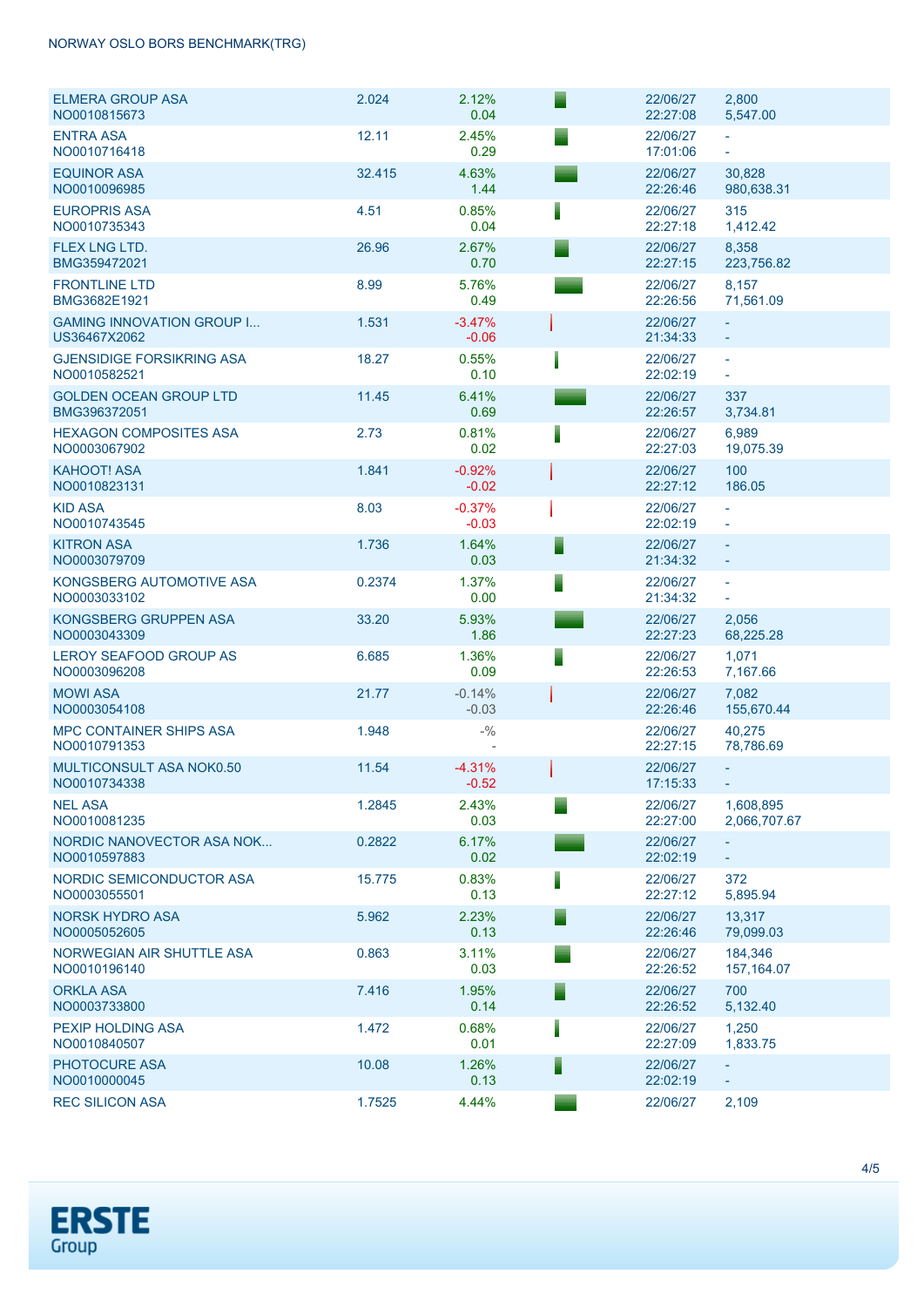NORWAY OSLO BORS BENCHMARK(TRG)

| Name / ISIN | Last | Change % / Change | | Date / Time | Volume / Turnover |
|---|---|---|---|---|---|
| ELMERA GROUP ASA<br>NO0010815673 | 2.024 | 2.12%<br>0.04 | | 22/06/27<br>22:27:08 | 2,800<br>5,547.00 |
| ENTRA ASA<br>NO0010716418 | 12.11 | 2.45%<br>0.29 | | 22/06/27<br>17:01:06 | -<br>- |
| EQUINOR ASA<br>NO0010096985 | 32.415 | 4.63%<br>1.44 | | 22/06/27<br>22:26:46 | 30,828<br>980,638.31 |
| EUROPRIS ASA<br>NO0010735343 | 4.51 | 0.85%<br>0.04 | | 22/06/27<br>22:27:18 | 315<br>1,412.42 |
| FLEX LNG LTD.<br>BMG359472021 | 26.96 | 2.67%<br>0.70 | | 22/06/27<br>22:27:15 | 8,358<br>223,756.82 |
| FRONTLINE LTD<br>BMG3682E1921 | 8.99 | 5.76%<br>0.49 | | 22/06/27<br>22:26:56 | 8,157<br>71,561.09 |
| GAMING INNOVATION GROUP I...<br>US36467X2062 | 1.531 | -3.47%<br>-0.06 | | 22/06/27<br>21:34:33 | -<br>- |
| GJENSIDIGE FORSIKRING ASA<br>NO0010582521 | 18.27 | 0.55%<br>0.10 | | 22/06/27<br>22:02:19 | -<br>- |
| GOLDEN OCEAN GROUP LTD<br>BMG396372051 | 11.45 | 6.41%<br>0.69 | | 22/06/27<br>22:26:57 | 337<br>3,734.81 |
| HEXAGON COMPOSITES ASA<br>NO0003067902 | 2.73 | 0.81%<br>0.02 | | 22/06/27<br>22:27:03 | 6,989<br>19,075.39 |
| KAHOOT! ASA<br>NO0010823131 | 1.841 | -0.92%<br>-0.02 | | 22/06/27<br>22:27:12 | 100<br>186.05 |
| KID ASA<br>NO0010743545 | 8.03 | -0.37%<br>-0.03 | | 22/06/27<br>22:02:19 | -<br>- |
| KITRON ASA<br>NO0003079709 | 1.736 | 1.64%<br>0.03 | | 22/06/27<br>21:34:32 | -<br>- |
| KONGSBERG AUTOMOTIVE ASA<br>NO0003033102 | 0.2374 | 1.37%<br>0.00 | | 22/06/27<br>21:34:32 | -<br>- |
| KONGSBERG GRUPPEN ASA<br>NO0003043309 | 33.20 | 5.93%<br>1.86 | | 22/06/27<br>22:27:23 | 2,056<br>68,225.28 |
| LEROY SEAFOOD GROUP AS<br>NO0003096208 | 6.685 | 1.36%<br>0.09 | | 22/06/27<br>22:26:53 | 1,071<br>7,167.66 |
| MOWI ASA<br>NO0003054108 | 21.77 | -0.14%<br>-0.03 | | 22/06/27<br>22:26:46 | 7,082<br>155,670.44 |
| MPC CONTAINER SHIPS ASA<br>NO0010791353 | 1.948 | -%<br>- | | 22/06/27<br>22:27:15 | 40,275<br>78,786.69 |
| MULTICONSULT ASA NOK0.50<br>NO0010734338 | 11.54 | -4.31%<br>-0.52 | | 22/06/27<br>17:15:33 | -<br>- |
| NEL ASA<br>NO0010081235 | 1.2845 | 2.43%<br>0.03 | | 22/06/27<br>22:27:00 | 1,608,895<br>2,066,707.67 |
| NORDIC NANOVECTOR ASA NOK...<br>NO0010597883 | 0.2822 | 6.17%<br>0.02 | | 22/06/27<br>22:02:19 | -<br>- |
| NORDIC SEMICONDUCTOR ASA<br>NO0003055501 | 15.775 | 0.83%<br>0.13 | | 22/06/27<br>22:27:12 | 372<br>5,895.94 |
| NORSK HYDRO ASA<br>NO0005052605 | 5.962 | 2.23%<br>0.13 | | 22/06/27<br>22:26:46 | 13,317<br>79,099.03 |
| NORWEGIAN AIR SHUTTLE ASA<br>NO0010196140 | 0.863 | 3.11%<br>0.03 | | 22/06/27<br>22:26:52 | 184,346<br>157,164.07 |
| ORKLA ASA<br>NO0003733800 | 7.416 | 1.95%<br>0.14 | | 22/06/27<br>22:26:52 | 700<br>5,132.40 |
| PEXIP HOLDING ASA<br>NO0010840507 | 1.472 | 0.68%<br>0.01 | | 22/06/27<br>22:27:09 | 1,250<br>1,833.75 |
| PHOTOCURE ASA<br>NO0010000045 | 10.08 | 1.26%<br>0.13 | | 22/06/27<br>22:02:19 | -<br>- |
| REC SILICON ASA | 1.7525 | 4.44% | | 22/06/27 | 2,109 |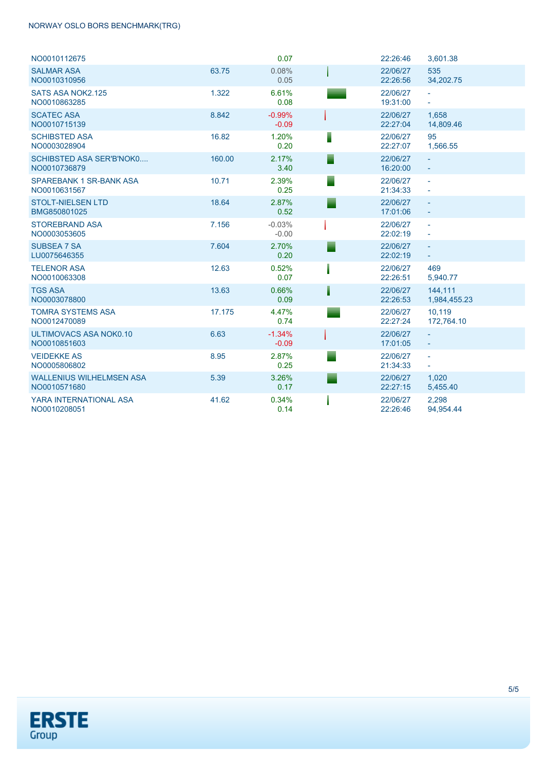NORWAY OSLO BORS BENCHMARK(TRG)

| | | | | | |
|---|---|---|---|---|---|
| NO0010112675 | | 0.07 | | 22:26:46 | 3,601.38 |
| SALMAR ASA<br>NO0010310956 | 63.75 | 0.08%<br>0.05 | | 22/06/27<br>22:26:56 | 535<br>34,202.75 |
| SATS ASA NOK2.125<br>NO0010863285 | 1.322 | 6.61%<br>0.08 | | 22/06/27<br>19:31:00 | -<br>- |
| SCATEC ASA<br>NO0010715139 | 8.842 | -0.99%<br>-0.09 | | 22/06/27<br>22:27:04 | 1,658<br>14,809.46 |
| SCHIBSTED ASA<br>NO0003028904 | 16.82 | 1.20%<br>0.20 | | 22/06/27<br>22:27:07 | 95<br>1,566.55 |
| SCHIBSTED ASA SER'B'NOK0....<br>NO0010736879 | 160.00 | 2.17%<br>3.40 | | 22/06/27<br>16:20:00 | -<br>- |
| SPAREBANK 1 SR-BANK ASA<br>NO0010631567 | 10.71 | 2.39%<br>0.25 | | 22/06/27<br>21:34:33 | -<br>- |
| STOLT-NIELSEN LTD<br>BMG850801025 | 18.64 | 2.87%<br>0.52 | | 22/06/27<br>17:01:06 | -<br>- |
| STOREBRAND ASA<br>NO0003053605 | 7.156 | -0.03%<br>-0.00 | | 22/06/27<br>22:02:19 | -<br>- |
| SUBSEA 7 SA<br>LU0075646355 | 7.604 | 2.70%<br>0.20 | | 22/06/27<br>22:02:19 | -<br>- |
| TELENOR ASA<br>NO0010063308 | 12.63 | 0.52%<br>0.07 | | 22/06/27<br>22:26:51 | 469<br>5,940.77 |
| TGS ASA<br>NO0003078800 | 13.63 | 0.66%<br>0.09 | | 22/06/27<br>22:26:53 | 144,111<br>1,984,455.23 |
| TOMRA SYSTEMS ASA<br>NO0012470089 | 17.175 | 4.47%<br>0.74 | | 22/06/27<br>22:27:24 | 10,119<br>172,764.10 |
| ULTIMOVACS ASA NOK0.10<br>NO0010851603 | 6.63 | -1.34%<br>-0.09 | | 22/06/27<br>17:01:05 | -<br>- |
| VEIDEKKE AS<br>NO0005806802 | 8.95 | 2.87%<br>0.25 | | 22/06/27<br>21:34:33 | -<br>- |
| WALLENIUS WILHELMSEN ASA<br>NO0010571680 | 5.39 | 3.26%<br>0.17 | | 22/06/27<br>22:27:15 | 1,020<br>5,455.40 |
| YARA INTERNATIONAL ASA<br>NO0010208051 | 41.62 | 0.34%<br>0.14 | | 22/06/27<br>22:26:46 | 2,298<br>94,954.44 |